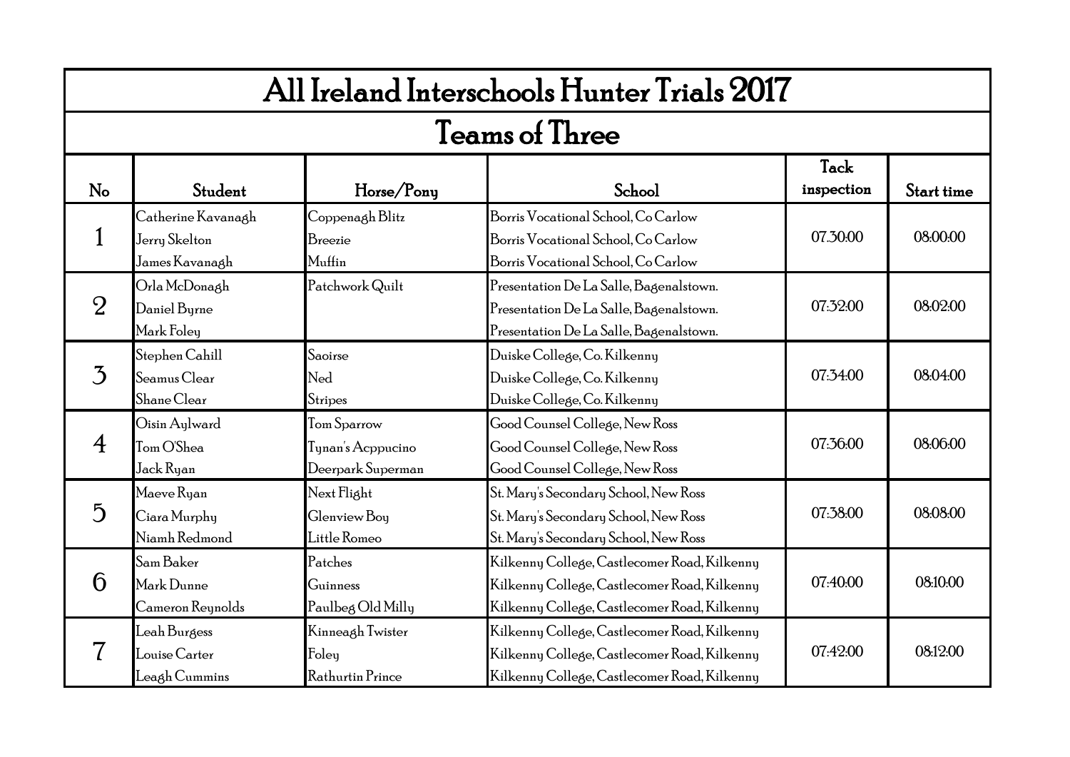# All Ireland Interschools Hunter Trials 2017

## Teams of Three

| No | Student | Horse/Pony | School | Tack inspection | Start time |
|---|---|---|---|---|---|
| 1 | Catherine Kavanagh | Coppenagh Blitz | Borris Vocational School, Co Carlow | 07:30:00 | 08:00:00 |
| | Jerry Skelton | Breezie | Borris Vocational School, Co Carlow | | |
| | James Kavanagh | Muffin | Borris Vocational School, Co Carlow | | |
| 2 | Orla McDonagh | Patchwork Quilt | Presentation De La Salle, Bagenalstown. | 07:32:00 | 08:02:00 |
| | Daniel Byrne | | Presentation De La Salle, Bagenalstown. | | |
| | Mark Foley | | Presentation De La Salle, Bagenalstown. | | |
| 3 | Stephen Cahill | Saoirse | Duiske College, Co. Kilkenny | 07:34:00 | 08:04:00 |
| | Seamus Clear | Ned | Duiske College, Co. Kilkenny | | |
| | Shane Clear | Stripes | Duiske College, Co. Kilkenny | | |
| 4 | Oisin Aylward | Tom Sparrow | Good Counsel College, New Ross | 07:36:00 | 08:06:00 |
| | Tom O'Shea | Tynan's Acppucino | Good Counsel College, New Ross | | |
| | Jack Ryan | Deerpark Superman | Good Counsel College, New Ross | | |
| 5 | Maeve Ryan | Next Flight | St. Mary's Secondary School, New Ross | 07:38:00 | 08:08:00 |
| | Ciara Murphy | Glenview Boy | St. Mary's Secondary School, New Ross | | |
| | Niamh Redmond | Little Romeo | St. Mary's Secondary School, New Ross | | |
| 6 | Sam Baker | Patches | Kilkenny College, Castlecomer Road, Kilkenny | 07:40:00 | 08:10:00 |
| | Mark Dunne | Guinness | Kilkenny College, Castlecomer Road, Kilkenny | | |
| | Cameron Reynolds | Paulbeg Old Milly | Kilkenny College, Castlecomer Road, Kilkenny | | |
| 7 | Leah Burgess | Kinneagh Twister | Kilkenny College, Castlecomer Road, Kilkenny | 07:42:00 | 08:12:00 |
| | Louise Carter | Foley | Kilkenny College, Castlecomer Road, Kilkenny | | |
| | Leagh Cummins | Rathurtin Prince | Kilkenny College, Castlecomer Road, Kilkenny | | |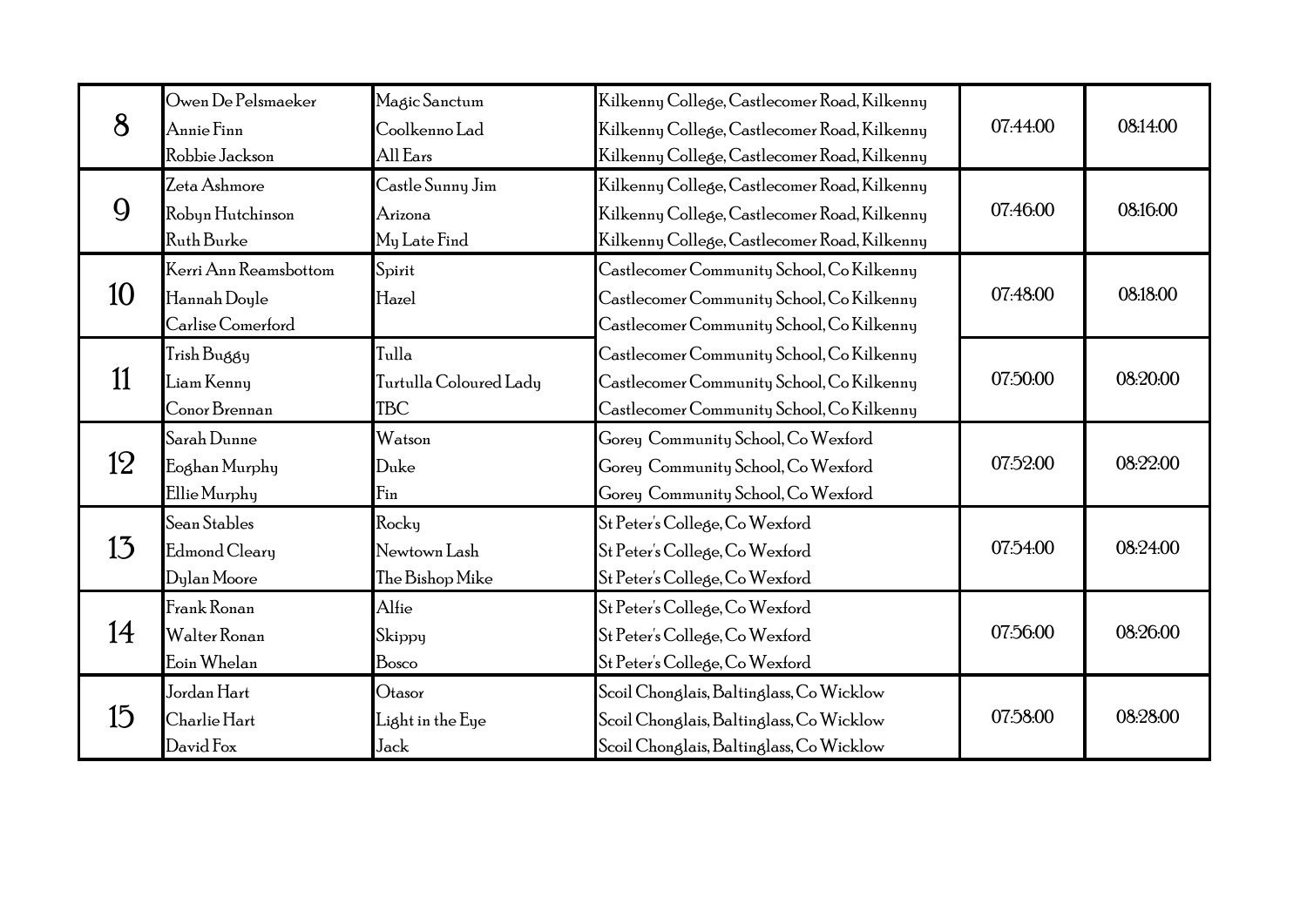| | | | | | |
|---|---|---|---|---|---|
| 8 | Owen De Pelsmaeker<br>Annie Finn<br>Robbie Jackson | Magic Sanctum<br>Coolkenno Lad<br>All Ears | Kilkenny College, Castlecomer Road, Kilkenny<br>Kilkenny College, Castlecomer Road, Kilkenny<br>Kilkenny College, Castlecomer Road, Kilkenny | 07:44:00 | 08:14:00 |
| 9 | Zeta Ashmore<br>Robyn Hutchinson<br>Ruth Burke | Castle Sunny Jim<br>Arizona<br>My Late Find | Kilkenny College, Castlecomer Road, Kilkenny<br>Kilkenny College, Castlecomer Road, Kilkenny<br>Kilkenny College, Castlecomer Road, Kilkenny | 07:46:00 | 08:16:00 |
| 10 | Kerri Ann Reamsbottom<br>Hannah Doyle<br>Carlise Comerford | Spirit<br>Hazel | Castlecomer Community School, Co Kilkenny<br>Castlecomer Community School, Co Kilkenny<br>Castlecomer Community School, Co Kilkenny | 07:48:00 | 08:18:00 |
| 11 | Trish Buggy<br>Liam Kenny<br>Conor Brennan | Tulla<br>Turtulla Coloured Lady<br>TBC | Castlecomer Community School, Co Kilkenny<br>Castlecomer Community School, Co Kilkenny<br>Castlecomer Community School, Co Kilkenny | 07:50:00 | 08:20:00 |
| 12 | Sarah Dunne<br>Eoghan Murphy<br>Ellie Murphy | Watson<br>Duke<br>Fin | Gorey Community School, Co Wexford<br>Gorey Community School, Co Wexford<br>Gorey Community School, Co Wexford | 07:52:00 | 08:22:00 |
| 13 | Sean Stables<br>Edmond Cleary<br>Dylan Moore | Rocky<br>Newtown Lash<br>The Bishop Mike | St Peter's College, Co Wexford<br>St Peter's College, Co Wexford<br>St Peter's College, Co Wexford | 07:54:00 | 08:24:00 |
| 14 | Frank Ronan<br>Walter Ronan<br>Eoin Whelan | Alfie<br>Skippy<br>Bosco | St Peter's College, Co Wexford<br>St Peter's College, Co Wexford<br>St Peter's College, Co Wexford | 07:56:00 | 08:26:00 |
| 15 | Jordan Hart<br>Charlie Hart<br>David Fox | Otasor<br>Light in the Eye<br>Jack | Scoil Chonglais, Baltinglass, Co Wicklow<br>Scoil Chonglais, Baltinglass, Co Wicklow<br>Scoil Chonglais, Baltinglass, Co Wicklow | 07:58:00 | 08:28:00 |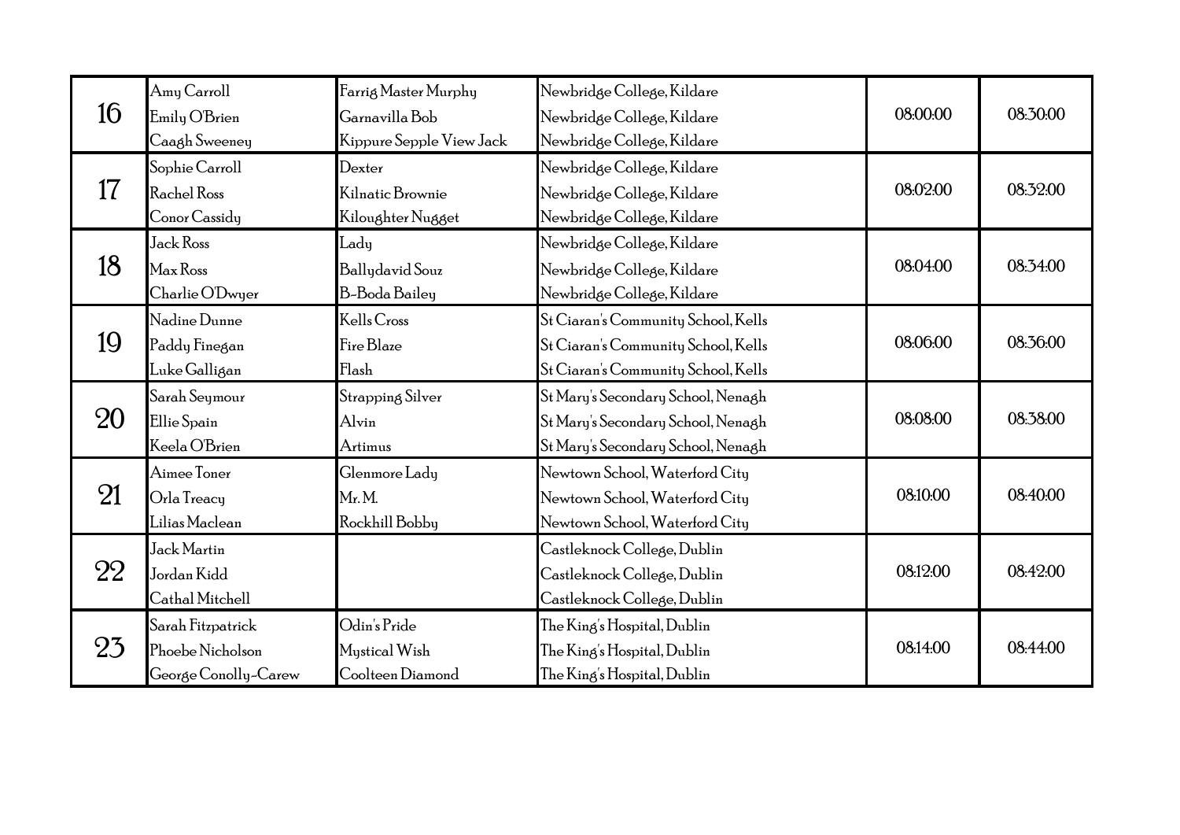| | | | | | |
|---|---|---|---|---|---|
| 16 | Amy Carroll<br>Emily O'Brien<br>Caagh Sweeney | Farrig Master Murphy<br>Garnavilla Bob<br>Kippure Sepple View Jack | Newbridge College, Kildare<br>Newbridge College, Kildare<br>Newbridge College, Kildare | 08:00:00 | 08:30:00 |
| 17 | Sophie Carroll<br>Rachel Ross<br>Conor Cassidy | Dexter<br>Kilnatic Brownie<br>Kiloughter Nugget | Newbridge College, Kildare<br>Newbridge College, Kildare<br>Newbridge College, Kildare | 08:02:00 | 08:32:00 |
| 18 | Jack Ross<br>Max Ross<br>Charlie O'Dwyer | Lady<br>Ballydavid Souz<br>B-Boda Bailey | Newbridge College, Kildare<br>Newbridge College, Kildare<br>Newbridge College, Kildare | 08:04:00 | 08:34:00 |
| 19 | Nadine Dunne<br>Paddy Finegan<br>Luke Galligan | Kells Cross<br>Fire Blaze<br>Flash | St Ciaran's Community School, Kells<br>St Ciaran's Community School, Kells<br>St Ciaran's Community School, Kells | 08:06:00 | 08:36:00 |
| 20 | Sarah Seymour<br>Ellie Spain<br>Keela O'Brien | Strapping Silver<br>Alvin<br>Artimus | St Mary's Secondary School, Nenagh<br>St Mary's Secondary School, Nenagh<br>St Mary's Secondary School, Nenagh | 08:08:00 | 08:38:00 |
| 21 | Aimee Toner<br>Orla Treacy<br>Lilias Maclean | Glenmore Lady<br>Mr. M.<br>Rockhill Bobby | Newtown School, Waterford City<br>Newtown School, Waterford City<br>Newtown School, Waterford City | 08:10:00 | 08:40:00 |
| 22 | Jack Martin<br>Jordan Kidd<br>Cathal Mitchell | | Castleknock College, Dublin<br>Castleknock College, Dublin<br>Castleknock College, Dublin | 08:12:00 | 08:42:00 |
| 23 | Sarah Fitzpatrick<br>Phoebe Nicholson<br>George Conolly-Carew | Odin's Pride<br>Mystical Wish<br>Coolteen Diamond | The King's Hospital, Dublin<br>The King's Hospital, Dublin<br>The King's Hospital, Dublin | 08:14:00 | 08:44:00 |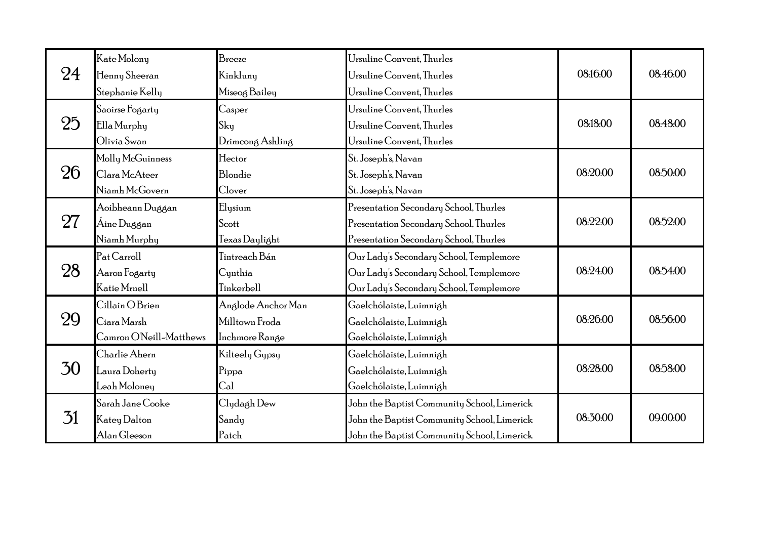| | | | | | |
|---|---|---|---|---|---|
| 24 | Kate Molony | Breeze | Ursuline Convent, Thurles | 08:16:00 | 08:46:00 |
| | Henny Sheeran | Kinkluny | Ursuline Convent, Thurles | | |
| | Stephanie Kelly | Miseog Bailey | Ursuline Convent, Thurles | | |
| 25 | Saoirse Fogarty | Casper | Ursuline Convent, Thurles | 08:18:00 | 08:48:00 |
| | Ella Murphy | Sky | Ursuline Convent, Thurles | | |
| | Olivia Swan | Drimcong Ashling | Ursuline Convent, Thurles | | |
| 26 | Molly McGuinness | Hector | St. Joseph's, Navan | 08:20:00 | 08:50:00 |
| | Clara McAteer | Blondie | St. Joseph's, Navan | | |
| | Niamh McGovern | Clover | St. Joseph's, Navan | | |
| 27 | Aoibheann Duggan | Elysium | Presentation Secondary School, Thurles | 08:22:00 | 08:52:00 |
| | Áine Duggan | Scott | Presentation Secondary School, Thurles | | |
| | Niamh Murphy | Texas Daylight | Presentation Secondary School, Thurles | | |
| 28 | Pat Carroll | Tintreach Bán | Our Lady's Secondary School, Templemore | 08:24:00 | 08:54:00 |
| | Aaron Fogarty | Cynthia | Our Lady's Secondary School, Templemore | | |
| | Katie Mrnell | Tinkerbell | Our Lady's Secondary School, Templemore | | |
| 29 | Cillain O Brien | Anglode Anchor Man | Gaelchólaiste, Luimnigh | 08:26:00 | 08:56:00 |
| | Ciara Marsh | Milltown Froda | Gaelchólaiste, Luimnigh | | |
| | Camron O'Neill-Matthews | Inchmore Range | Gaelchólaiste, Luimnigh | | |
| 30 | Charlie Ahern | Kilteely Gypsy | Gaelchólaiste, Luimnigh | 08:28:00 | 08:58:00 |
| | Laura Doherty | Pippa | Gaelchólaiste, Luimnigh | | |
| | Leah Moloney | Cal | Gaelchólaiste, Luimnigh | | |
| 31 | Sarah Jane Cooke | Clydagh Dew | John the Baptist Community School, Limerick | 08:30:00 | 09:00:00 |
| | Katey Dalton | Sandy | John the Baptist Community School, Limerick | | |
| | Alan Gleeson | Patch | John the Baptist Community School, Limerick | | |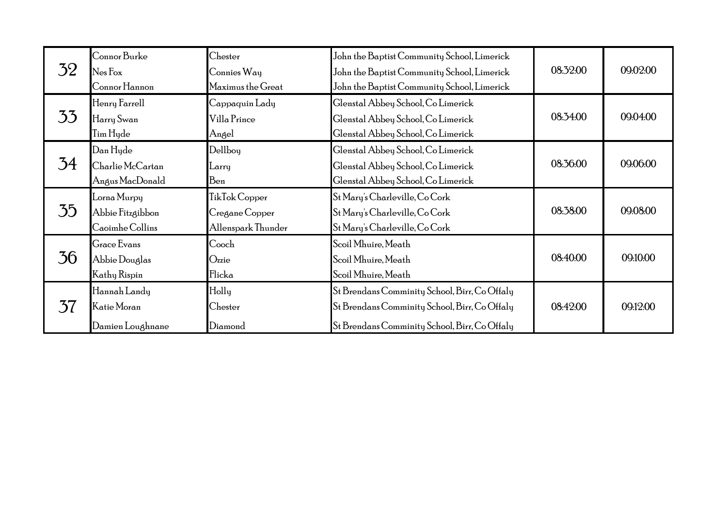| | | | | | |
|---|---|---|---|---|---|
| 32 | Connor Burke<br>Nes Fox<br>Connor Hannon | Chester<br>Connies Way<br>Maximus the Great | John the Baptist Community School, Limerick<br>John the Baptist Community School, Limerick<br>John the Baptist Community School, Limerick | 08:32:00 | 09:02:00 |
| 33 | Henry Farrell<br>Harry Swan<br>Tim Hyde | Cappaquin Lady<br>Villa Prince<br>Angel | Glenstal Abbey School, Co Limerick<br>Glenstal Abbey School, Co Limerick<br>Glenstal Abbey School, Co Limerick | 08:34:00 | 09:04:00 |
| 34 | Dan Hyde<br>Charlie McCartan<br>Angus MacDonald | Dellboy<br>Larry<br>Ben | Glenstal Abbey School, Co Limerick<br>Glenstal Abbey School, Co Limerick<br>Glenstal Abbey School, Co Limerick | 08:36:00 | 09:06:00 |
| 35 | Lorna Murpy<br>Abbie Fitzgibbon<br>Caoimhe Collins | TikTok Copper<br>Cregane Copper<br>Allenspark Thunder | St Mary's Charleville, Co Cork<br>St Mary's Charleville, Co Cork<br>St Mary's Charleville, Co Cork | 08:38:00 | 09:08:00 |
| 36 | Grace Evans<br>Abbie Douglas<br>Kathy Rispin | Cooch<br>Ozzie<br>Flicka | Scoil Mhuire, Meath<br>Scoil Mhuire, Meath<br>Scoil Mhuire, Meath | 08:40:00 | 09:10:00 |
| 37 | Hannah Landy<br>Katie Moran<br>Damien Loughnane | Holly<br>Chester<br>Diamond | St Brendans Comminity School, Birr, Co Offaly<br>St Brendans Comminity School, Birr, Co Offaly<br>St Brendans Comminity School, Birr, Co Offaly | 08:42:00 | 09:12:00 |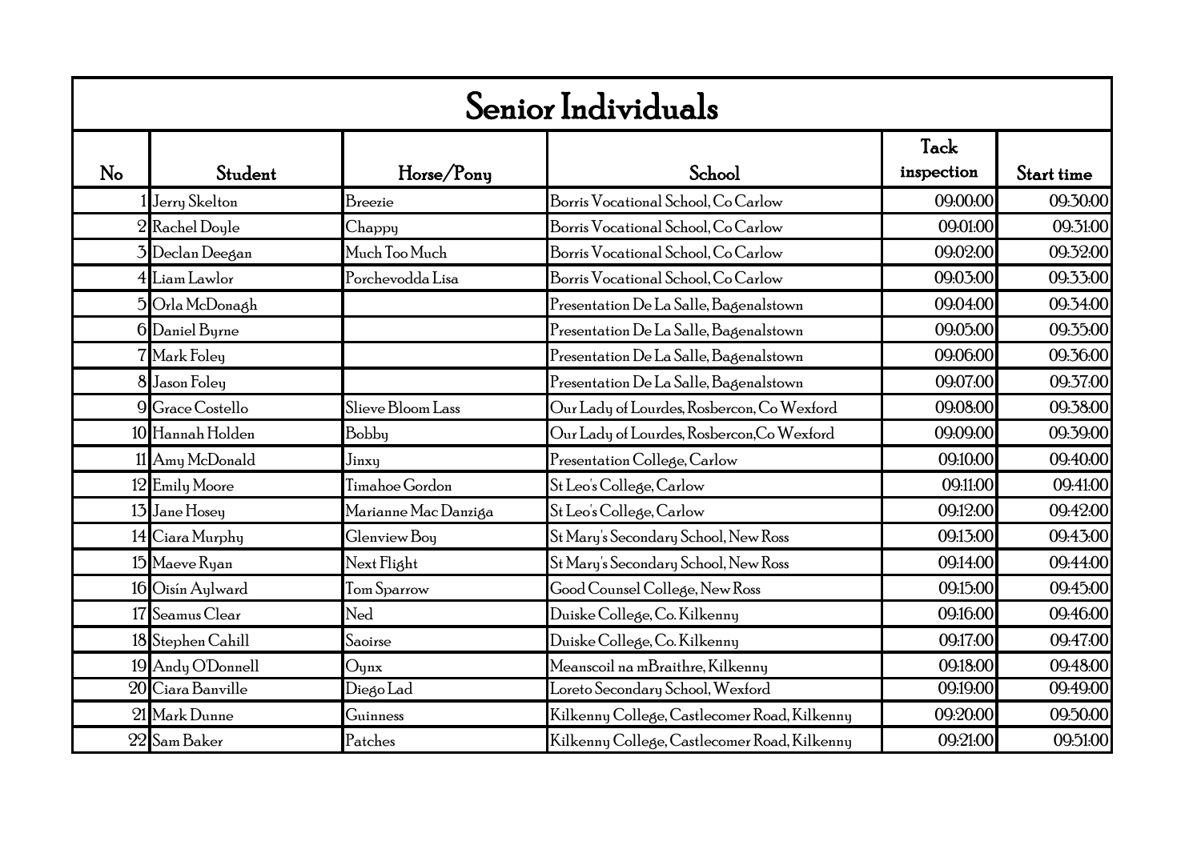# Senior Individuals

| No | Student | Horse/Pony | School | Tack inspection | Start time |
|---|---|---|---|---|---|
| 1 | Jerry Skelton | Breezie | Borris Vocational School, Co Carlow | 09:00:00 | 09:30:00 |
| 2 | Rachel Doyle | Chappy | Borris Vocational School, Co Carlow | 09:01:00 | 09:31:00 |
| 3 | Declan Deegan | Much Too Much | Borris Vocational School, Co Carlow | 09:02:00 | 09:32:00 |
| 4 | Liam Lawlor | Porchevodda Lisa | Borris Vocational School, Co Carlow | 09:03:00 | 09:33:00 |
| 5 | Orla McDonagh | | Presentation De La Salle, Bagenalstown | 09:04:00 | 09:34:00 |
| 6 | Daniel Byrne | | Presentation De La Salle, Bagenalstown | 09:05:00 | 09:35:00 |
| 7 | Mark Foley | | Presentation De La Salle, Bagenalstown | 09:06:00 | 09:36:00 |
| 8 | Jason Foley | | Presentation De La Salle, Bagenalstown | 09:07:00 | 09:37:00 |
| 9 | Grace Costello | Slieve Bloom Lass | Our Lady of Lourdes, Rosbercon, Co Wexford | 09:08:00 | 09:38:00 |
| 10 | Hannah Holden | Bobby | Our Lady of Lourdes, Rosbercon,Co Wexford | 09:09:00 | 09:39:00 |
| 11 | Amy McDonald | Jinxy | Presentation College, Carlow | 09:10:00 | 09:40:00 |
| 12 | Emily Moore | Timahoe Gordon | St Leo's College, Carlow | 09:11:00 | 09:41:00 |
| 13 | Jane Hosey | Marianne Mac Danziga | St Leo's College, Carlow | 09:12:00 | 09:42:00 |
| 14 | Ciara Murphy | Glenview Boy | St Mary's Secondary School, New Ross | 09:13:00 | 09:43:00 |
| 15 | Maeve Ryan | Next Flight | St Mary's Secondary School, New Ross | 09:14:00 | 09:44:00 |
| 16 | Oisín Aylward | Tom Sparrow | Good Counsel College, New Ross | 09:15:00 | 09:45:00 |
| 17 | Seamus Clear | Ned | Duiske College, Co. Kilkenny | 09:16:00 | 09:46:00 |
| 18 | Stephen Cahill | Saoirse | Duiske College, Co. Kilkenny | 09:17:00 | 09:47:00 |
| 19 | Andy O'Donnell | Oynx | Meanscoil na mBraithre, Kilkenny | 09:18:00 | 09:48:00 |
| 20 | Ciara Banville | Diego Lad | Loreto Secondary School, Wexford | 09:19:00 | 09:49:00 |
| 21 | Mark Dunne | Guinness | Kilkenny College, Castlecomer Road, Kilkenny | 09:20:00 | 09:50:00 |
| 22 | Sam Baker | Patches | Kilkenny College, Castlecomer Road, Kilkenny | 09:21:00 | 09:51:00 |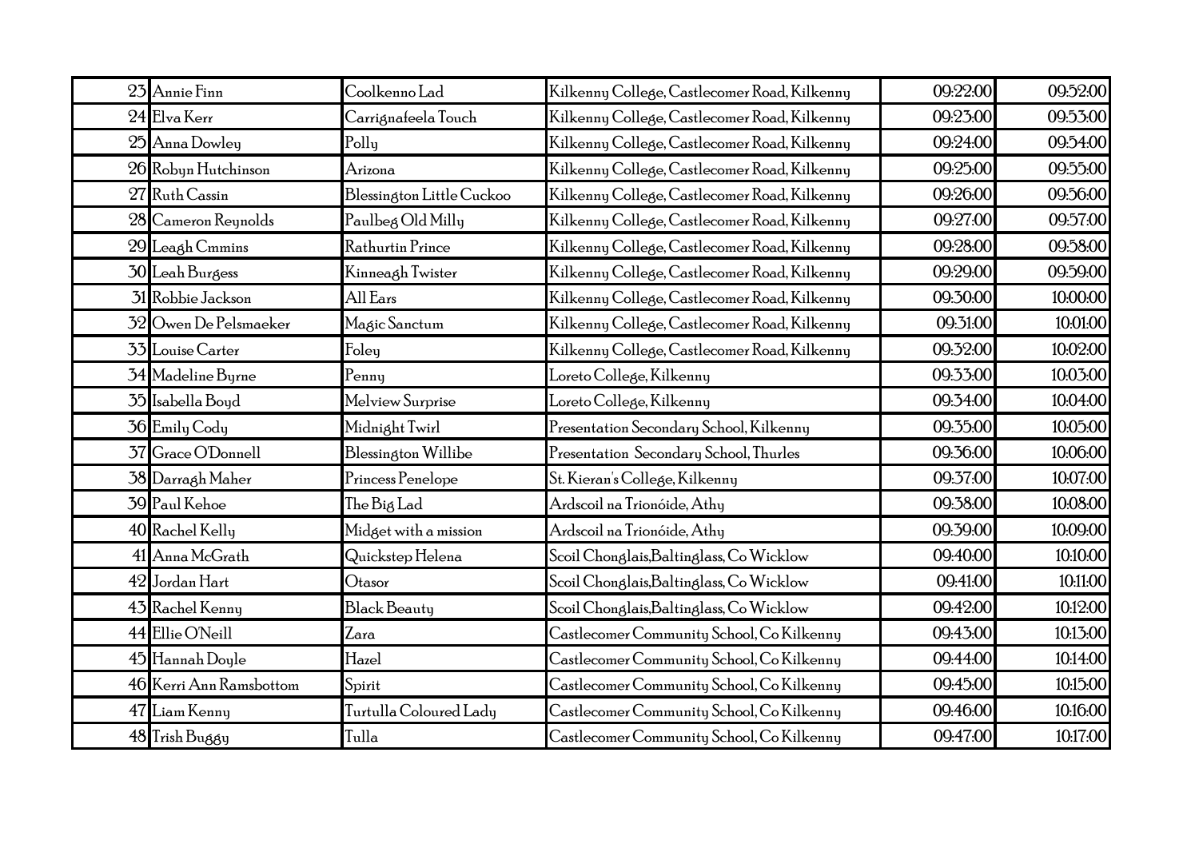| | | | | | |
|---|---|---|---|---|---|
| 23 | Annie Finn | Coolkenno Lad | Kilkenny College, Castlecomer Road, Kilkenny | 09:22:00 | 09:52:00 |
| 24 | Elva Kerr | Carrignafeela Touch | Kilkenny College, Castlecomer Road, Kilkenny | 09:23:00 | 09:53:00 |
| 25 | Anna Dowley | Polly | Kilkenny College, Castlecomer Road, Kilkenny | 09:24:00 | 09:54:00 |
| 26 | Robyn Hutchinson | Arizona | Kilkenny College, Castlecomer Road, Kilkenny | 09:25:00 | 09:55:00 |
| 27 | Ruth Cassin | Blessington Little Cuckoo | Kilkenny College, Castlecomer Road, Kilkenny | 09:26:00 | 09:56:00 |
| 28 | Cameron Reynolds | Paulbeg Old Milly | Kilkenny College, Castlecomer Road, Kilkenny | 09:27:00 | 09:57:00 |
| 29 | Leagh Cmmins | Rathurtin Prince | Kilkenny College, Castlecomer Road, Kilkenny | 09:28:00 | 09:58:00 |
| 30 | Leah Burgess | Kinneagh Twister | Kilkenny College, Castlecomer Road, Kilkenny | 09:29:00 | 09:59:00 |
| 31 | Robbie Jackson | All Ears | Kilkenny College, Castlecomer Road, Kilkenny | 09:30:00 | 10:00:00 |
| 32 | Owen De Pelsmaeker | Magic Sanctum | Kilkenny College, Castlecomer Road, Kilkenny | 09:31:00 | 10:01:00 |
| 33 | Louise Carter | Foley | Kilkenny College, Castlecomer Road, Kilkenny | 09:32:00 | 10:02:00 |
| 34 | Madeline Byrne | Penny | Loreto College, Kilkenny | 09:33:00 | 10:03:00 |
| 35 | Isabella Boyd | Melview Surprise | Loreto College, Kilkenny | 09:34:00 | 10:04:00 |
| 36 | Emily Cody | Midnight Twirl | Presentation Secondary School, Kilkenny | 09:35:00 | 10:05:00 |
| 37 | Grace O'Donnell | Blessington Willibe | Presentation Secondary School, Thurles | 09:36:00 | 10:06:00 |
| 38 | Darragh Maher | Princess Penelope | St. Kieran's College, Kilkenny | 09:37:00 | 10:07:00 |
| 39 | Paul Kehoe | The Big Lad | Ardscoil na Trionóide, Athy | 09:38:00 | 10:08:00 |
| 40 | Rachel Kelly | Midget with a mission | Ardscoil na Trionóide, Athy | 09:39:00 | 10:09:00 |
| 41 | Anna McGrath | Quickstep Helena | Scoil Chonglais,Baltinglass, Co Wicklow | 09:40:00 | 10:10:00 |
| 42 | Jordan Hart | Otasor | Scoil Chonglais,Baltinglass, Co Wicklow | 09:41:00 | 10:11:00 |
| 43 | Rachel Kenny | Black Beauty | Scoil Chonglais,Baltinglass, Co Wicklow | 09:42:00 | 10:12:00 |
| 44 | Ellie O'Neill | Zara | Castlecomer Community School, Co Kilkenny | 09:43:00 | 10:13:00 |
| 45 | Hannah Doyle | Hazel | Castlecomer Community School, Co Kilkenny | 09:44:00 | 10:14:00 |
| 46 | Kerri Ann Ramsbottom | Spirit | Castlecomer Community School, Co Kilkenny | 09:45:00 | 10:15:00 |
| 47 | Liam Kenny | Turtulla Coloured Lady | Castlecomer Community School, Co Kilkenny | 09:46:00 | 10:16:00 |
| 48 | Trish Buggy | Tulla | Castlecomer Community School, Co Kilkenny | 09:47:00 | 10:17:00 |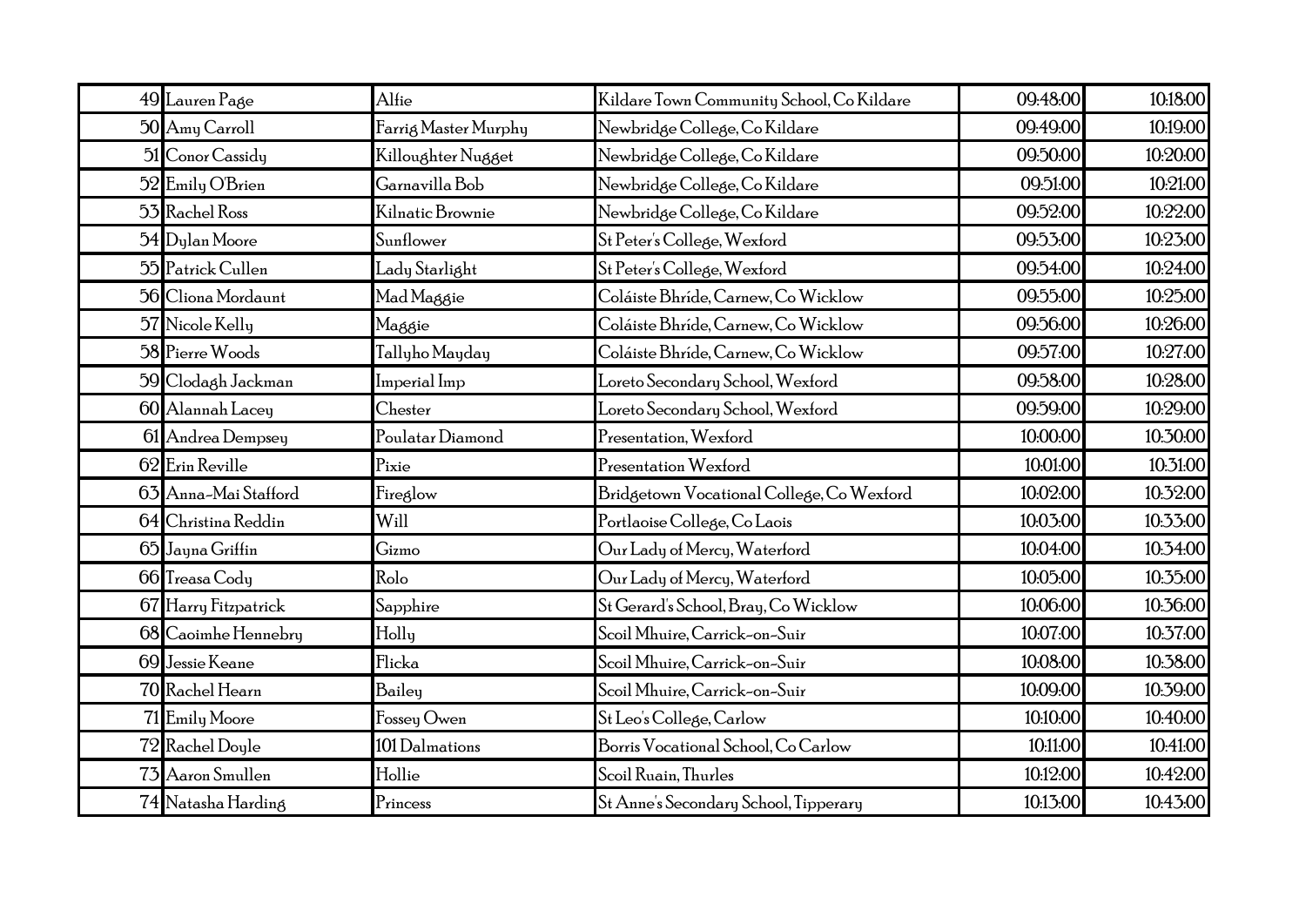| | | | | | |
|---|---|---|---|---|---|
| 49 | Lauren Page | Alfie | Kildare Town Community School, Co Kildare | 09:48:00 | 10:18:00 |
| 50 | Amy Carroll | Farrig Master Murphy | Newbridge College, Co Kildare | 09:49:00 | 10:19:00 |
| 51 | Conor Cassidy | Killoughter Nugget | Newbridge College, Co Kildare | 09:50:00 | 10:20:00 |
| 52 | Emily O'Brien | Garnavilla Bob | Newbridge College, Co Kildare | 09:51:00 | 10:21:00 |
| 53 | Rachel Ross | Kilnatic Brownie | Newbridge College, Co Kildare | 09:52:00 | 10:22:00 |
| 54 | Dylan Moore | Sunflower | St Peter's College, Wexford | 09:53:00 | 10:23:00 |
| 55 | Patrick Cullen | Lady Starlight | St Peter's College, Wexford | 09:54:00 | 10:24:00 |
| 56 | Cliona Mordaunt | Mad Maggie | Coláiste Bhríde, Carnew, Co Wicklow | 09:55:00 | 10:25:00 |
| 57 | Nicole Kelly | Maggie | Coláiste Bhríde, Carnew, Co Wicklow | 09:56:00 | 10:26:00 |
| 58 | Pierre Woods | Tallyho Mayday | Coláiste Bhríde, Carnew, Co Wicklow | 09:57:00 | 10:27:00 |
| 59 | Clodagh Jackman | Imperial Imp | Loreto Secondary School, Wexford | 09:58:00 | 10:28:00 |
| 60 | Alannah Lacey | Chester | Loreto Secondary School, Wexford | 09:59:00 | 10:29:00 |
| 61 | Andrea Dempsey | Poulatar Diamond | Presentation, Wexford | 10:00:00 | 10:30:00 |
| 62 | Erin Reville | Pixie | Presentation Wexford | 10:01:00 | 10:31:00 |
| 63 | Anna-Mai Stafford | Fireglow | Bridgetown Vocational College, Co Wexford | 10:02:00 | 10:32:00 |
| 64 | Christina Reddin | Will | Portlaoise College, Co Laois | 10:03:00 | 10:33:00 |
| 65 | Jayna Griffin | Gizmo | Our Lady of Mercy, Waterford | 10:04:00 | 10:34:00 |
| 66 | Treasa Cody | Rolo | Our Lady of Mercy, Waterford | 10:05:00 | 10:35:00 |
| 67 | Harry Fitzpatrick | Sapphire | St Gerard's School, Bray, Co Wicklow | 10:06:00 | 10:36:00 |
| 68 | Caoimhe Hennebry | Holly | Scoil Mhuire, Carrick-on-Suir | 10:07:00 | 10:37:00 |
| 69 | Jessie Keane | Flicka | Scoil Mhuire, Carrick-on-Suir | 10:08:00 | 10:38:00 |
| 70 | Rachel Hearn | Bailey | Scoil Mhuire, Carrick-on-Suir | 10:09:00 | 10:39:00 |
| 71 | Emily Moore | Fossey Owen | St Leo's College, Carlow | 10:10:00 | 10:40:00 |
| 72 | Rachel Doyle | 101 Dalmations | Borris Vocational School, Co Carlow | 10:11:00 | 10:41:00 |
| 73 | Aaron Smullen | Hollie | Scoil Ruain, Thurles | 10:12:00 | 10:42:00 |
| 74 | Natasha Harding | Princess | St Anne's Secondary School, Tipperary | 10:13:00 | 10:43:00 |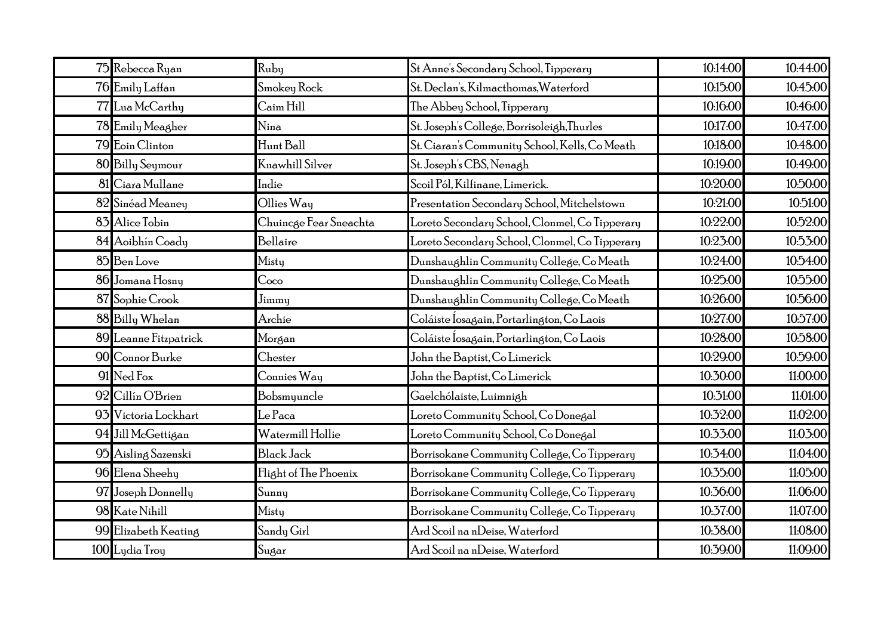| | | | | | |
|---|---|---|---|---|---|
| 75 | Rebecca Ryan | Ruby | St Anne's Secondary School, Tipperary | 10:14:00 | 10:44:00 |
| 76 | Emily Laffan | Smokey Rock | St. Declan's, Kilmacthomas, Waterford | 10:15:00 | 10:45:00 |
| 77 | Lua McCarthy | Caim Hill | The Abbey School, Tipperary | 10:16:00 | 10:46:00 |
| 78 | Emily Meagher | Nina | St. Joseph's College, Borrisoleigh, Thurles | 10:17:00 | 10:47:00 |
| 79 | Eoin Clinton | Hunt Ball | St. Ciaran's Community School, Kells, Co Meath | 10:18:00 | 10:48:00 |
| 80 | Billy Seymour | Knawhill Silver | St. Joseph's CBS, Nenagh | 10:19:00 | 10:49:00 |
| 81 | Ciara Mullane | Indie | Scoil Pól, Kilfinane, Limerick. | 10:20:00 | 10:50:00 |
| 82 | Sinéad Meaney | Ollies Way | Presentation Secondary School, Mitchelstown | 10:21:00 | 10:51:00 |
| 83 | Alice Tobin | Chuincge Fear Sneachta | Loreto Secondary School, Clonmel, Co Tipperary | 10:22:00 | 10:52:00 |
| 84 | Aoibhín Coady | Bellaire | Loreto Secondary School, Clonmel, Co Tipperary | 10:23:00 | 10:53:00 |
| 85 | Ben Love | Misty | Dunshaughlin Community College, Co Meath | 10:24:00 | 10:54:00 |
| 86 | Jomana Hosny | Coco | Dunshaughlin Community College, Co Meath | 10:25:00 | 10:55:00 |
| 87 | Sophie Crook | Jimmy | Dunshaughlin Community College, Co Meath | 10:26:00 | 10:56:00 |
| 88 | Billy Whelan | Archie | Coláiste Íosagain, Portarlington, Co Laois | 10:27:00 | 10:57:00 |
| 89 | Leanne Fitzpatrick | Morgan | Coláiste Íosagain, Portarlington, Co Laois | 10:28:00 | 10:58:00 |
| 90 | Connor Burke | Chester | John the Baptist, Co Limerick | 10:29:00 | 10:59:00 |
| 91 | Ned Fox | Connies Way | John the Baptist, Co Limerick | 10:30:00 | 11:00:00 |
| 92 | Cillín O'Brien | Bobsmyuncle | Gaelchólaiste, Luimnigh | 10:31:00 | 11:01:00 |
| 93 | Victoria Lockhart | Le Paca | Loreto Community School, Co Donegal | 10:32:00 | 11:02:00 |
| 94 | Jill McGettigan | Watermill Hollie | Loreto Community School, Co Donegal | 10:33:00 | 11:03:00 |
| 95 | Aisling Sazenski | Black Jack | Borrisokane Community College, Co Tipperary | 10:34:00 | 11:04:00 |
| 96 | Elena Sheehy | Flight of The Phoenix | Borrisokane Community College, Co Tipperary | 10:35:00 | 11:05:00 |
| 97 | Joseph Donnelly | Sunny | Borrisokane Community College, Co Tipperary | 10:36:00 | 11:06:00 |
| 98 | Kate Nihill | Misty | Borrisokane Community College, Co Tipperary | 10:37:00 | 11:07:00 |
| 99 | Elizabeth Keating | Sandy Girl | Ard Scoil na nDeise, Waterford | 10:38:00 | 11:08:00 |
| 100 | Lydia Troy | Sugar | Ard Scoil na nDeise, Waterford | 10:39:00 | 11:09:00 |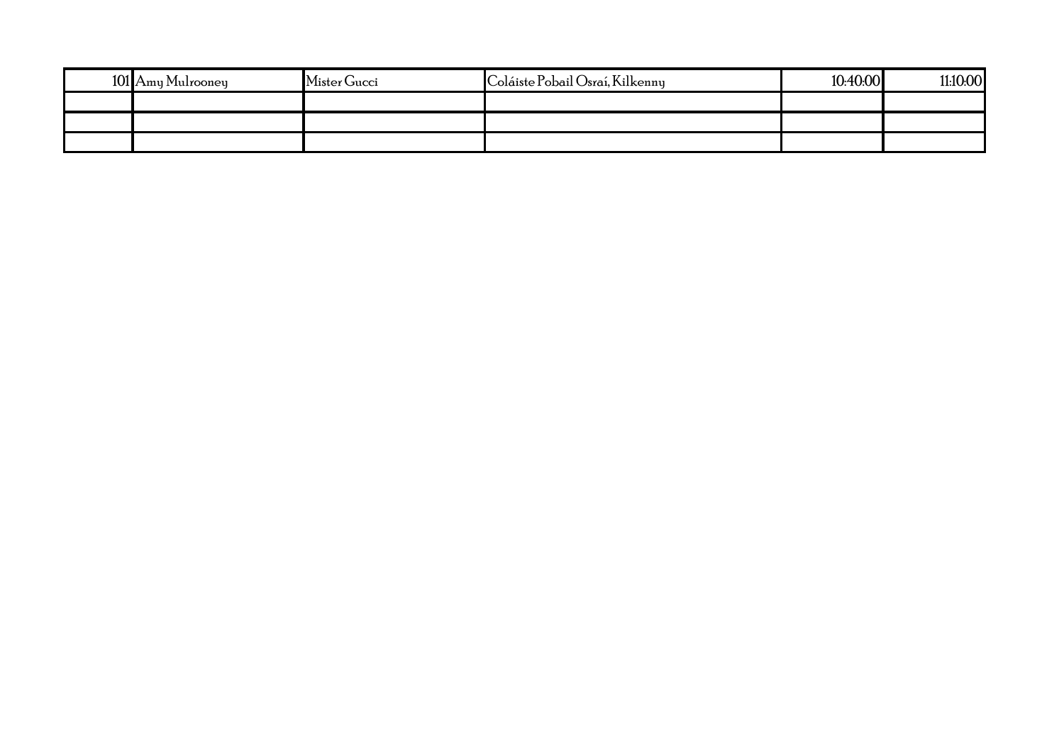| | | | | | |
|---|---|---|---|---|---|
| 101 | Amy Mulrooney | Mister Gucci | Coláiste Pobail Osraí, Kilkenny | 10:40:00 | 11:10:00 |
| | | | | | |
| | | | | | |
| | | | | | |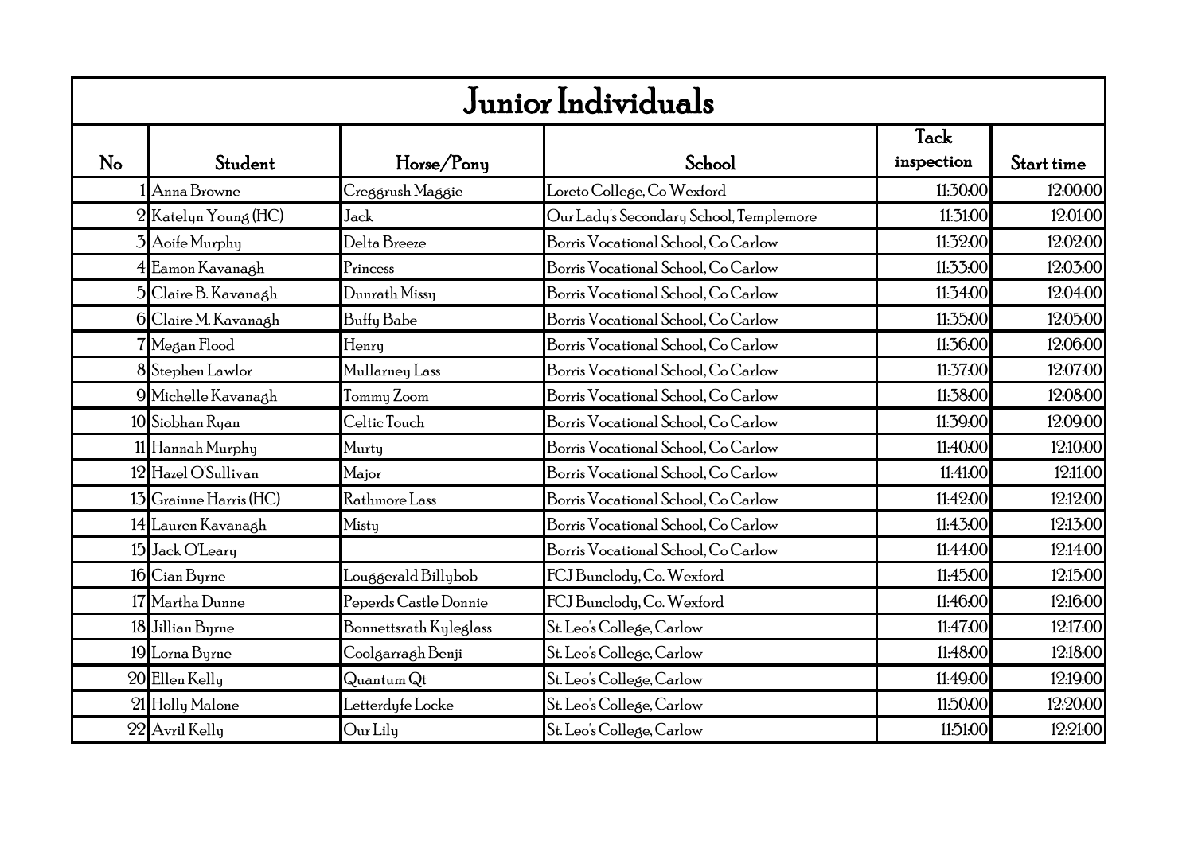# Junior Individuals

| No | Student | Horse/Pony | School | Tack inspection | Start time |
|---|---|---|---|---|---|
| 1 | Anna Browne | Creggrush Maggie | Loreto College, Co Wexford | 11:30:00 | 12:00:00 |
| 2 | Katelyn Young (HC) | Jack | Our Lady's Secondary School, Templemore | 11:31:00 | 12:01:00 |
| 3 | Aoife Murphy | Delta Breeze | Borris Vocational School, Co Carlow | 11:32:00 | 12:02:00 |
| 4 | Eamon Kavanagh | Princess | Borris Vocational School, Co Carlow | 11:33:00 | 12:03:00 |
| 5 | Claire B. Kavanagh | Dunrath Missy | Borris Vocational School, Co Carlow | 11:34:00 | 12:04:00 |
| 6 | Claire M. Kavanagh | Buffy Babe | Borris Vocational School, Co Carlow | 11:35:00 | 12:05:00 |
| 7 | Megan Flood | Henry | Borris Vocational School, Co Carlow | 11:36:00 | 12:06:00 |
| 8 | Stephen Lawlor | Mullarney Lass | Borris Vocational School, Co Carlow | 11:37:00 | 12:07:00 |
| 9 | Michelle Kavanagh | Tommy Zoom | Borris Vocational School, Co Carlow | 11:38:00 | 12:08:00 |
| 10 | Siobhan Ryan | Celtic Touch | Borris Vocational School, Co Carlow | 11:39:00 | 12:09:00 |
| 11 | Hannah Murphy | Murty | Borris Vocational School, Co Carlow | 11:40:00 | 12:10:00 |
| 12 | Hazel O'Sullivan | Major | Borris Vocational School, Co Carlow | 11:41:00 | 12:11:00 |
| 13 | Grainne Harris (HC) | Rathmore Lass | Borris Vocational School, Co Carlow | 11:42:00 | 12:12:00 |
| 14 | Lauren Kavanagh | Misty | Borris Vocational School, Co Carlow | 11:43:00 | 12:13:00 |
| 15 | Jack O'Leary | | Borris Vocational School, Co Carlow | 11:44:00 | 12:14:00 |
| 16 | Cian Byrne | Louggerald Billybob | FCJ Bunclody, Co. Wexford | 11:45:00 | 12:15:00 |
| 17 | Martha Dunne | Peperds Castle Donnie | FCJ Bunclody, Co. Wexford | 11:46:00 | 12:16:00 |
| 18 | Jillian Byrne | Bonnettsrath Kyleglass | St. Leo's College, Carlow | 11:47:00 | 12:17:00 |
| 19 | Lorna Byrne | Coolgarragh Benji | St. Leo's College, Carlow | 11:48:00 | 12:18:00 |
| 20 | Ellen Kelly | Quantum Qt | St. Leo's College, Carlow | 11:49:00 | 12:19:00 |
| 21 | Holly Malone | Letterdyfe Locke | St. Leo's College, Carlow | 11:50:00 | 12:20:00 |
| 22 | Avril Kelly | Our Lily | St. Leo's College, Carlow | 11:51:00 | 12:21:00 |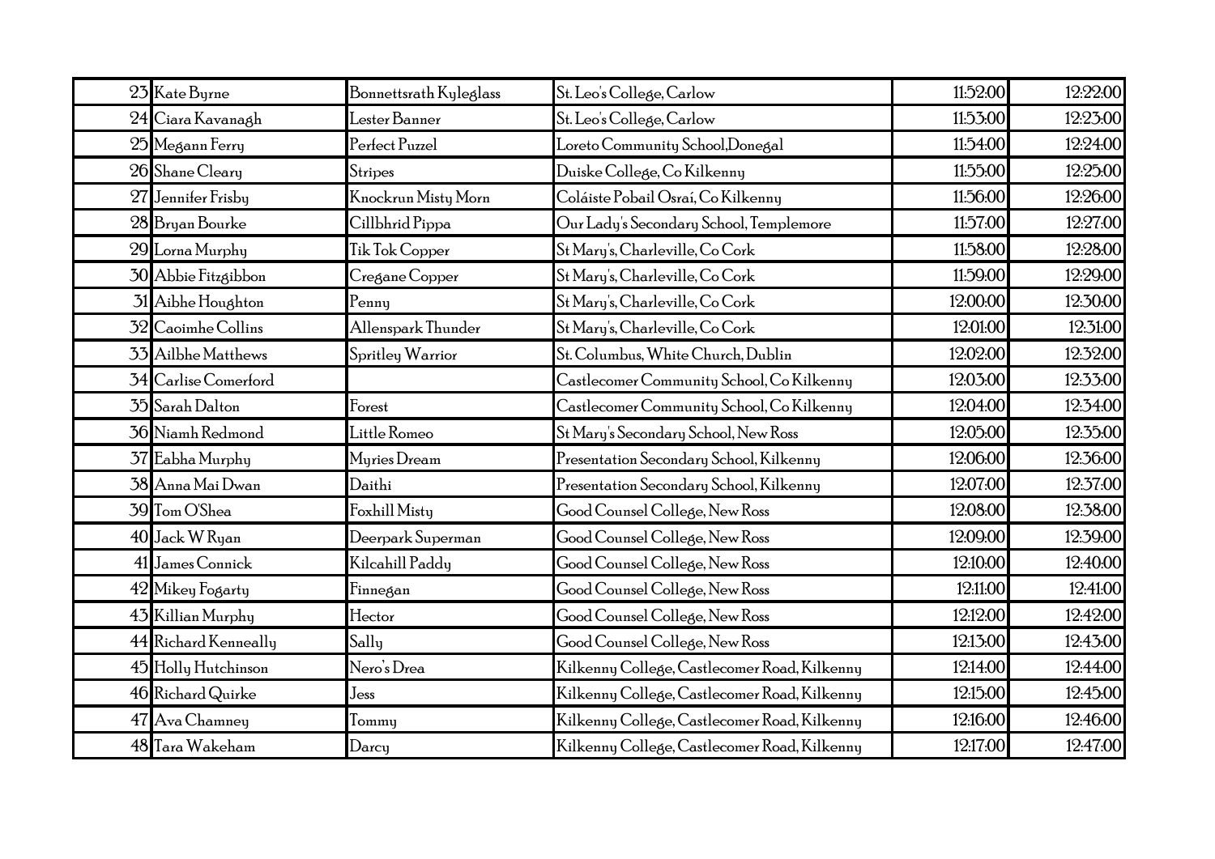| | | | | | |
|---|---|---|---|---|---|
| 23 | Kate Byrne | Bonnettsrath Kyleglass | St. Leo's College, Carlow | 11:52:00 | 12:22:00 |
| 24 | Ciara Kavanagh | Lester Banner | St. Leo's College, Carlow | 11:53:00 | 12:23:00 |
| 25 | Megann Ferry | Perfect Puzzel | Loreto Community School,Donegal | 11:54:00 | 12:24:00 |
| 26 | Shane Cleary | Stripes | Duiske College, Co Kilkenny | 11:55:00 | 12:25:00 |
| 27 | Jennifer Frisby | Knockrun Misty Morn | Coláiste Pobail Osraí, Co Kilkenny | 11:56:00 | 12:26:00 |
| 28 | Bryan Bourke | Cillbhrid Pippa | Our Lady's Secondary School, Templemore | 11:57:00 | 12:27:00 |
| 29 | Lorna Murphy | Tik Tok Copper | St Mary's, Charleville, Co Cork | 11:58:00 | 12:28:00 |
| 30 | Abbie Fitzgibbon | Cregane Copper | St Mary's, Charleville, Co Cork | 11:59:00 | 12:29:00 |
| 31 | Aibhe Houghton | Penny | St Mary's, Charleville, Co Cork | 12:00:00 | 12:30:00 |
| 32 | Caoimhe Collins | Allenspark Thunder | St Mary's, Charleville, Co Cork | 12:01:00 | 12:31:00 |
| 33 | Ailbhe Matthews | Spritley Warrior | St. Columbus, White Church, Dublin | 12:02:00 | 12:32:00 |
| 34 | Carlise Comerford | | Castlecomer Community School, Co Kilkenny | 12:03:00 | 12:33:00 |
| 35 | Sarah Dalton | Forest | Castlecomer Community School, Co Kilkenny | 12:04:00 | 12:34:00 |
| 36 | Niamh Redmond | Little Romeo | St Mary's Secondary School, New Ross | 12:05:00 | 12:35:00 |
| 37 | Eabha Murphy | Myries Dream | Presentation Secondary School, Kilkenny | 12:06:00 | 12:36:00 |
| 38 | Anna Mai Dwan | Daithi | Presentation Secondary School, Kilkenny | 12:07:00 | 12:37:00 |
| 39 | Tom O'Shea | Foxhill Misty | Good Counsel College, New Ross | 12:08:00 | 12:38:00 |
| 40 | Jack W Ryan | Deerpark Superman | Good Counsel College, New Ross | 12:09:00 | 12:39:00 |
| 41 | James Connick | Kilcahill Paddy | Good Counsel College, New Ross | 12:10:00 | 12:40:00 |
| 42 | Mikey Fogarty | Finnegan | Good Counsel College, New Ross | 12:11:00 | 12:41:00 |
| 43 | Killian Murphy | Hector | Good Counsel College, New Ross | 12:12:00 | 12:42:00 |
| 44 | Richard Kenneally | Sally | Good Counsel College, New Ross | 12:13:00 | 12:43:00 |
| 45 | Holly Hutchinson | Nero's Drea | Kilkenny College, Castlecomer Road, Kilkenny | 12:14:00 | 12:44:00 |
| 46 | Richard Quirke | Jess | Kilkenny College, Castlecomer Road, Kilkenny | 12:15:00 | 12:45:00 |
| 47 | Ava Chamney | Tommy | Kilkenny College, Castlecomer Road, Kilkenny | 12:16:00 | 12:46:00 |
| 48 | Tara Wakeham | Darcy | Kilkenny College, Castlecomer Road, Kilkenny | 12:17:00 | 12:47:00 |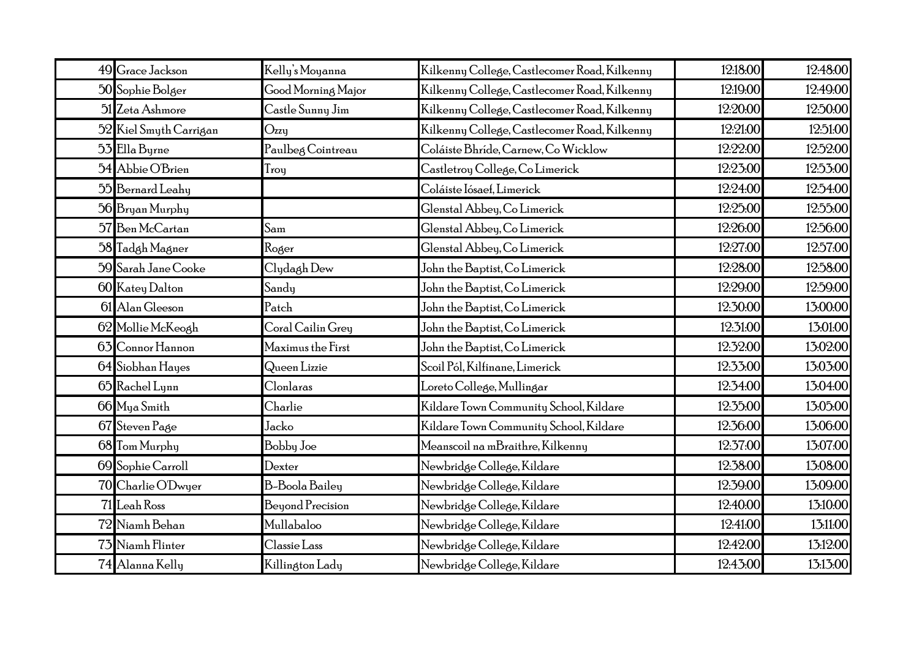| | | | | | |
|---|---|---|---|---|---|
| 49 | Grace Jackson | Kelly's Moyanna | Kilkenny College, Castlecomer Road, Kilkenny | 12:18:00 | 12:48:00 |
| 50 | Sophie Bolger | Good Morning Major | Kilkenny College, Castlecomer Road, Kilkenny | 12:19:00 | 12:49:00 |
| 51 | Zeta Ashmore | Castle Sunny Jim | Kilkenny College, Castlecomer Road, Kilkenny | 12:20:00 | 12:50:00 |
| 52 | Kiel Smyth Carrigan | Ozzy | Kilkenny College, Castlecomer Road, Kilkenny | 12:21:00 | 12:51:00 |
| 53 | Ella Byrne | Paulbeg Cointreau | Coláiste Bhríde, Carnew, Co Wicklow | 12:22:00 | 12:52:00 |
| 54 | Abbie O'Brien | Troy | Castletroy College, Co Limerick | 12:23:00 | 12:53:00 |
| 55 | Bernard Leahy | | Coláiste Iósaef, Limerick | 12:24:00 | 12:54:00 |
| 56 | Bryan Murphy | | Glenstal Abbey, Co Limerick | 12:25:00 | 12:55:00 |
| 57 | Ben McCartan | Sam | Glenstal Abbey, Co Limerick | 12:26:00 | 12:56:00 |
| 58 | Tadgh Magner | Roger | Glenstal Abbey, Co Limerick | 12:27:00 | 12:57:00 |
| 59 | Sarah Jane Cooke | Clydagh Dew | John the Baptist, Co Limerick | 12:28:00 | 12:58:00 |
| 60 | Katey Dalton | Sandy | John the Baptist, Co Limerick | 12:29:00 | 12:59:00 |
| 61 | Alan Gleeson | Patch | John the Baptist, Co Limerick | 12:30:00 | 13:00:00 |
| 62 | Mollie McKeogh | Coral Cailin Grey | John the Baptist, Co Limerick | 12:31:00 | 13:01:00 |
| 63 | Connor Hannon | Maximus the First | John the Baptist, Co Limerick | 12:32:00 | 13:02:00 |
| 64 | Siobhan Hayes | Queen Lizzie | Scoil Pól, Kilfinane, Limerick | 12:33:00 | 13:03:00 |
| 65 | Rachel Lynn | Clonlaras | Loreto College, Mullingar | 12:34:00 | 13:04:00 |
| 66 | Mya Smith | Charlie | Kildare Town Community School, Kildare | 12:35:00 | 13:05:00 |
| 67 | Steven Page | Jacko | Kildare Town Community School, Kildare | 12:36:00 | 13:06:00 |
| 68 | Tom Murphy | Bobby Joe | Meanscoil na mBraithre, Kilkenny | 12:37:00 | 13:07:00 |
| 69 | Sophie Carroll | Dexter | Newbridge College, Kildare | 12:38:00 | 13:08:00 |
| 70 | Charlie O'Dwyer | B-Boola Bailey | Newbridge College, Kildare | 12:39:00 | 13:09:00 |
| 71 | Leah Ross | Beyond Precision | Newbridge College, Kildare | 12:40:00 | 13:10:00 |
| 72 | Niamh Behan | Mullabaloo | Newbridge College, Kildare | 12:41:00 | 13:11:00 |
| 73 | Niamh Flinter | Classie Lass | Newbridge College, Kildare | 12:42:00 | 13:12:00 |
| 74 | Alanna Kelly | Killington Lady | Newbridge College, Kildare | 12:43:00 | 13:13:00 |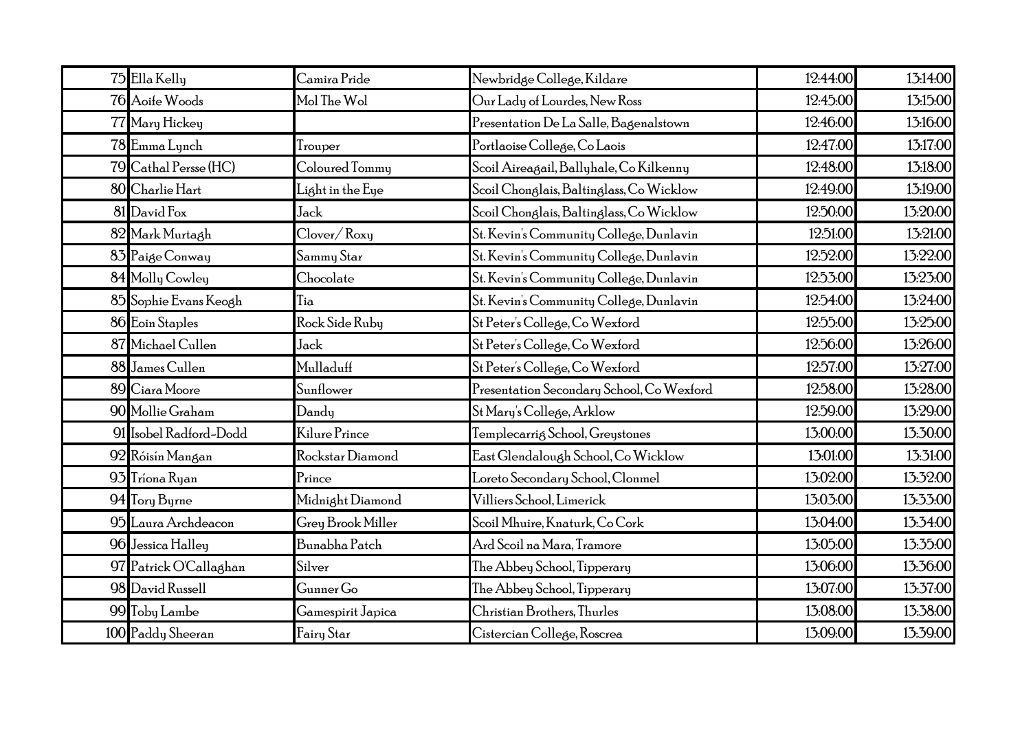| | | | | | |
|---|---|---|---|---|---|
| 75 | Ella Kelly | Camira Pride | Newbridge College, Kildare | 12:44:00 | 13:14:00 |
| 76 | Aoife Woods | Mol The Wol | Our Lady of Lourdes, New Ross | 12:45:00 | 13:15:00 |
| 77 | Mary Hickey | | Presentation De La Salle, Bagenalstown | 12:46:00 | 13:16:00 |
| 78 | Emma Lynch | Trouper | Portlaoise College, Co Laois | 12:47:00 | 13:17:00 |
| 79 | Cathal Persse (HC) | Coloured Tommy | Scoil Aireagail, Ballyhale, Co Kilkenny | 12:48:00 | 13:18:00 |
| 80 | Charlie Hart | Light in the Eye | Scoil Chonglais, Baltinglass, Co Wicklow | 12:49:00 | 13:19:00 |
| 81 | David Fox | Jack | Scoil Chonglais, Baltinglass, Co Wicklow | 12:50:00 | 13:20:00 |
| 82 | Mark Murtagh | Clover/ Roxy | St. Kevin's Community College, Dunlavin | 12:51:00 | 13:21:00 |
| 83 | Paige Conway | Sammy Star | St. Kevin's Community College, Dunlavin | 12:52:00 | 13:22:00 |
| 84 | Molly Cowley | Chocolate | St. Kevin's Community College, Dunlavin | 12:53:00 | 13:23:00 |
| 85 | Sophie Evans Keogh | Tia | St. Kevin's Community College, Dunlavin | 12:54:00 | 13:24:00 |
| 86 | Eoin Staples | Rock Side Ruby | St Peter's College, Co Wexford | 12:55:00 | 13:25:00 |
| 87 | Michael Cullen | Jack | St Peter's College, Co Wexford | 12:56:00 | 13:26:00 |
| 88 | James Cullen | Mulladuff | St Peter's College, Co Wexford | 12:57:00 | 13:27:00 |
| 89 | Ciara Moore | Sunflower | Presentation Secondary School, Co Wexford | 12:58:00 | 13:28:00 |
| 90 | Mollie Graham | Dandy | St Mary's College, Arklow | 12:59:00 | 13:29:00 |
| 91 | Isobel Radford-Dodd | Kilure Prince | Templecarrig School, Greystones | 13:00:00 | 13:30:00 |
| 92 | Róisín Mangan | Rockstar Diamond | East Glendalough School, Co Wicklow | 13:01:00 | 13:31:00 |
| 93 | Tríona Ryan | Prince | Loreto Secondary School, Clonmel | 13:02:00 | 13:32:00 |
| 94 | Tory Byrne | Midnight Diamond | Villiers School, Limerick | 13:03:00 | 13:33:00 |
| 95 | Laura Archdeacon | Grey Brook Miller | Scoil Mhuire, Knaturk, Co Cork | 13:04:00 | 13:34:00 |
| 96 | Jessica Halley | Bunabha Patch | Ard Scoil na Mara, Tramore | 13:05:00 | 13:35:00 |
| 97 | Patrick O'Callaghan | Silver | The Abbey School, Tipperary | 13:06:00 | 13:36:00 |
| 98 | David Russell | Gunner Go | The Abbey School, Tipperary | 13:07:00 | 13:37:00 |
| 99 | Toby Lambe | Gamespirit Japica | Christian Brothers, Thurles | 13:08:00 | 13:38:00 |
| 100 | Paddy Sheeran | Fairy Star | Cistercian College, Roscrea | 13:09:00 | 13:39:00 |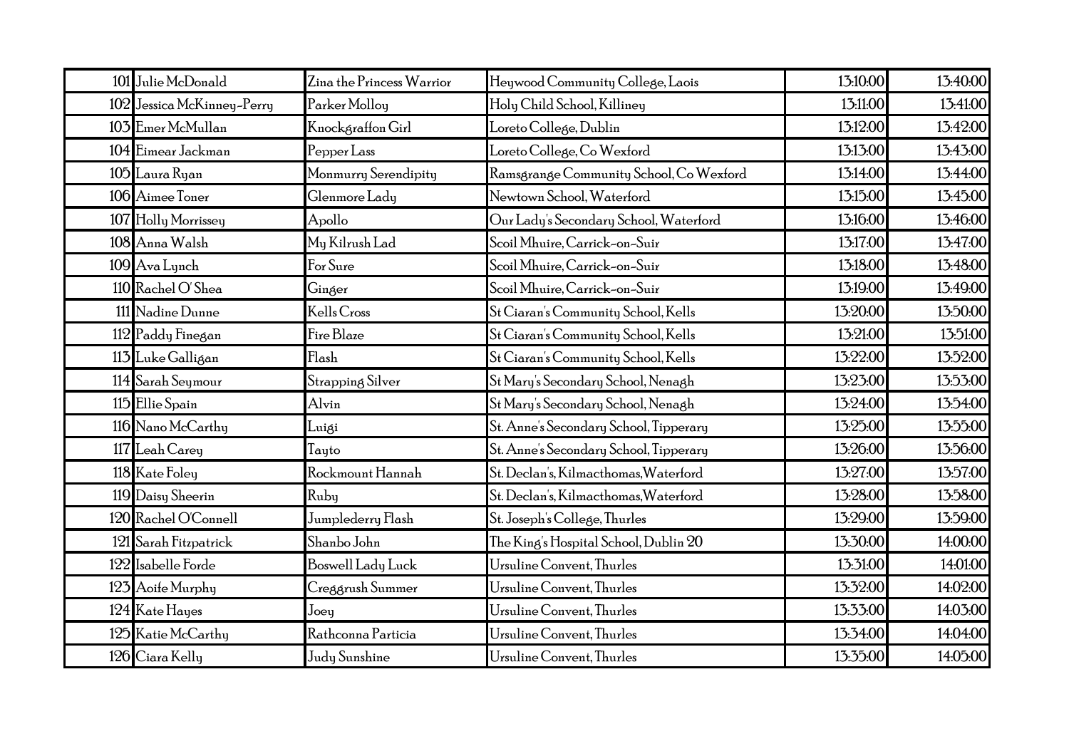| | | | | | |
|---|---|---|---|---|---|
| 101 | Julie McDonald | Zina the Princess Warrior | Heywood Community College, Laois | 13:10:00 | 13:40:00 |
| 102 | Jessica McKinney-Perry | Parker Molloy | Holy Child School, Killiney | 13:11:00 | 13:41:00 |
| 103 | Emer McMullan | Knockgraffon Girl | Loreto College, Dublin | 13:12:00 | 13:42:00 |
| 104 | Eimear Jackman | Pepper Lass | Loreto College, Co Wexford | 13:13:00 | 13:43:00 |
| 105 | Laura Ryan | Monmurry Serendipity | Ramsgrange Community School, Co Wexford | 13:14:00 | 13:44:00 |
| 106 | Aimee Toner | Glenmore Lady | Newtown School, Waterford | 13:15:00 | 13:45:00 |
| 107 | Holly Morrissey | Apollo | Our Lady's Secondary School, Waterford | 13:16:00 | 13:46:00 |
| 108 | Anna Walsh | My Kilrush Lad | Scoil Mhuire, Carrick-on-Suir | 13:17:00 | 13:47:00 |
| 109 | Ava Lynch | For Sure | Scoil Mhuire, Carrick-on-Suir | 13:18:00 | 13:48:00 |
| 110 | Rachel O' Shea | Ginger | Scoil Mhuire, Carrick-on-Suir | 13:19:00 | 13:49:00 |
| 111 | Nadine Dunne | Kells Cross | St Ciaran's Community School, Kells | 13:20:00 | 13:50:00 |
| 112 | Paddy Finegan | Fire Blaze | St Ciaran's Community School, Kells | 13:21:00 | 13:51:00 |
| 113 | Luke Galligan | Flash | St Ciaran's Community School, Kells | 13:22:00 | 13:52:00 |
| 114 | Sarah Seymour | Strapping Silver | St Mary's Secondary School, Nenagh | 13:23:00 | 13:53:00 |
| 115 | Ellie Spain | Alvin | St Mary's Secondary School, Nenagh | 13:24:00 | 13:54:00 |
| 116 | Nano McCarthy | Luigi | St. Anne's Secondary School, Tipperary | 13:25:00 | 13:55:00 |
| 117 | Leah Carey | Tayto | St. Anne's Secondary School, Tipperary | 13:26:00 | 13:56:00 |
| 118 | Kate Foley | Rockmount Hannah | St. Declan's, Kilmacthomas,Waterford | 13:27:00 | 13:57:00 |
| 119 | Daisy Sheerin | Ruby | St. Declan's, Kilmacthomas,Waterford | 13:28:00 | 13:58:00 |
| 120 | Rachel O'Connell | Jumplederry Flash | St. Joseph's College, Thurles | 13:29:00 | 13:59:00 |
| 121 | Sarah Fitzpatrick | Shanbo John | The King's Hospital School, Dublin 20 | 13:30:00 | 14:00:00 |
| 122 | Isabelle Forde | Boswell Lady Luck | Ursuline Convent, Thurles | 13:31:00 | 14:01:00 |
| 123 | Aoife Murphy | Creggrush Summer | Ursuline Convent, Thurles | 13:32:00 | 14:02:00 |
| 124 | Kate Hayes | Joey | Ursuline Convent, Thurles | 13:33:00 | 14:03:00 |
| 125 | Katie McCarthy | Rathconna Particia | Ursuline Convent, Thurles | 13:34:00 | 14:04:00 |
| 126 | Ciara Kelly | Judy Sunshine | Ursuline Convent, Thurles | 13:35:00 | 14:05:00 |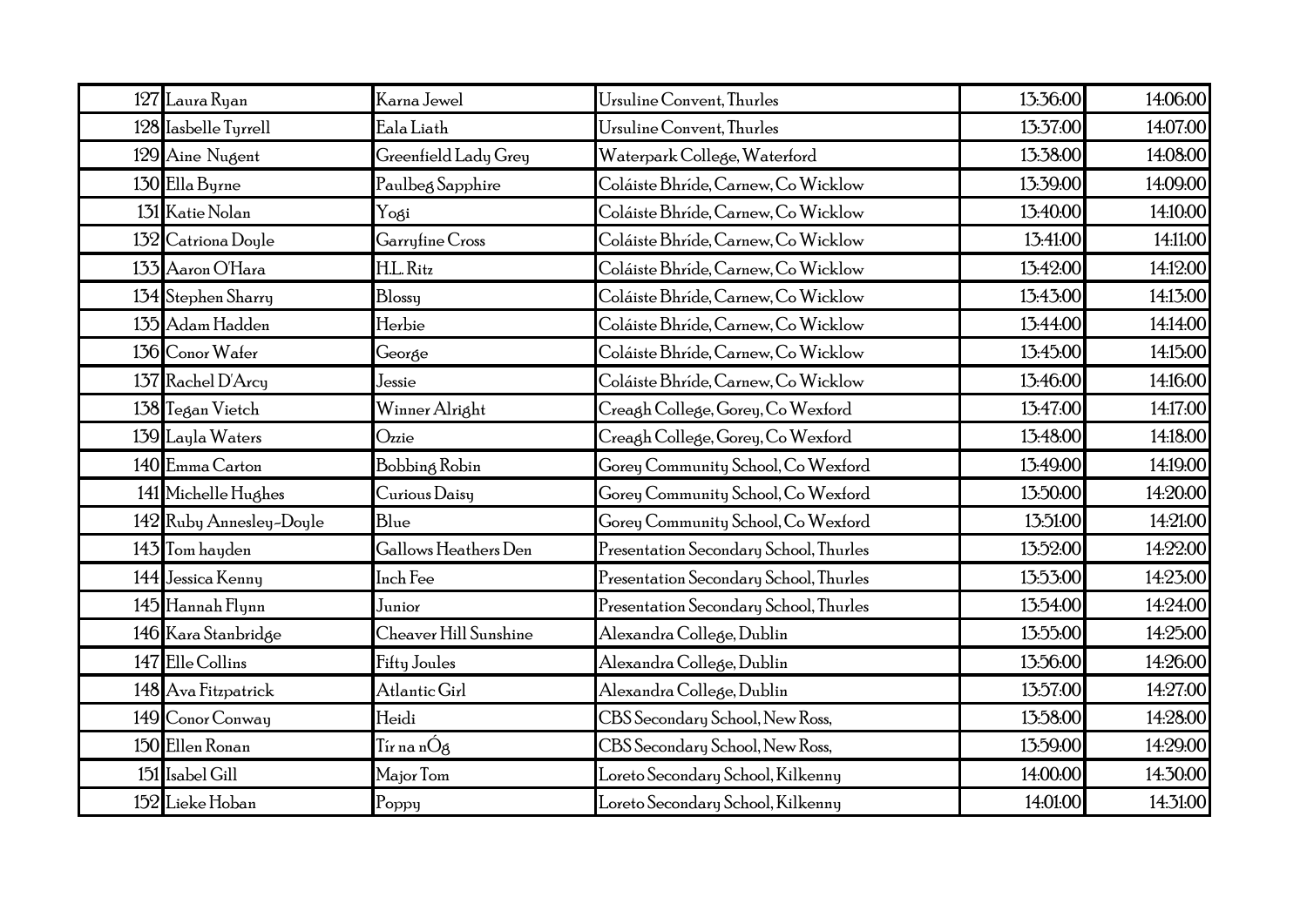| | | | | | |
|---|---|---|---|---|---|
| 127 | Laura Ryan | Karna Jewel | Ursuline Convent, Thurles | 13:36:00 | 14:06:00 |
| 128 | Iasbelle Tyrrell | Eala Liath | Ursuline Convent, Thurles | 13:37:00 | 14:07:00 |
| 129 | Aine Nugent | Greenfield Lady Grey | Waterpark College, Waterford | 13:38:00 | 14:08:00 |
| 130 | Ella Byrne | Paulbeg Sapphire | Coláiste Bhríde, Carnew, Co Wicklow | 13:39:00 | 14:09:00 |
| 131 | Katie Nolan | Yogi | Coláiste Bhríde, Carnew, Co Wicklow | 13:40:00 | 14:10:00 |
| 132 | Catriona Doyle | Garryfine Cross | Coláiste Bhríde, Carnew, Co Wicklow | 13:41:00 | 14:11:00 |
| 133 | Aaron O'Hara | H.L. Ritz | Coláiste Bhríde, Carnew, Co Wicklow | 13:42:00 | 14:12:00 |
| 134 | Stephen Sharry | Blossy | Coláiste Bhríde, Carnew, Co Wicklow | 13:43:00 | 14:13:00 |
| 135 | Adam Hadden | Herbie | Coláiste Bhríde, Carnew, Co Wicklow | 13:44:00 | 14:14:00 |
| 136 | Conor Wafer | George | Coláiste Bhríde, Carnew, Co Wicklow | 13:45:00 | 14:15:00 |
| 137 | Rachel D'Arcy | Jessie | Coláiste Bhríde, Carnew, Co Wicklow | 13:46:00 | 14:16:00 |
| 138 | Tegan Vietch | Winner Alright | Creagh College, Gorey, Co Wexford | 13:47:00 | 14:17:00 |
| 139 | Layla Waters | Ozzie | Creagh College, Gorey, Co Wexford | 13:48:00 | 14:18:00 |
| 140 | Emma Carton | Bobbing Robin | Gorey Community School, Co Wexford | 13:49:00 | 14:19:00 |
| 141 | Michelle Hughes | Curious Daisy | Gorey Community School, Co Wexford | 13:50:00 | 14:20:00 |
| 142 | Ruby Annesley-Doyle | Blue | Gorey Community School, Co Wexford | 13:51:00 | 14:21:00 |
| 143 | Tom hayden | Gallows Heathers Den | Presentation Secondary School, Thurles | 13:52:00 | 14:22:00 |
| 144 | Jessica Kenny | Inch Fee | Presentation Secondary School, Thurles | 13:53:00 | 14:23:00 |
| 145 | Hannah Flynn | Junior | Presentation Secondary School, Thurles | 13:54:00 | 14:24:00 |
| 146 | Kara Stanbridge | Cheaver Hill Sunshine | Alexandra College, Dublin | 13:55:00 | 14:25:00 |
| 147 | Elle Collins | Fifty Joules | Alexandra College, Dublin | 13:56:00 | 14:26:00 |
| 148 | Ava Fitzpatrick | Atlantic Girl | Alexandra College, Dublin | 13:57:00 | 14:27:00 |
| 149 | Conor Conway | Heidi | CBS Secondary School, New Ross, | 13:58:00 | 14:28:00 |
| 150 | Ellen Ronan | Tír na nÓg | CBS Secondary School, New Ross, | 13:59:00 | 14:29:00 |
| 151 | Isabel Gill | Major Tom | Loreto Secondary School, Kilkenny | 14:00:00 | 14:30:00 |
| 152 | Lieke Hoban | Poppy | Loreto Secondary School, Kilkenny | 14:01:00 | 14:31:00 |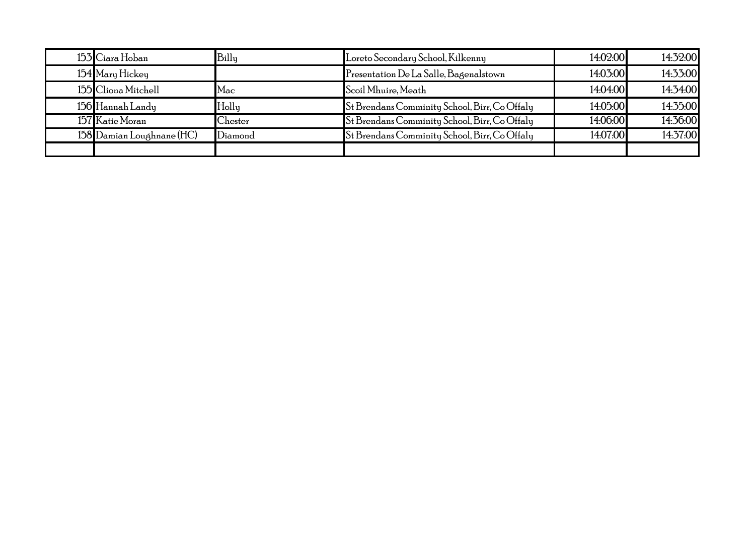| | | | | | |
|---|---|---|---|---|---|
| 153 | Ciara Hoban | Billy | Loreto Secondary School, Kilkenny | 14:02:00 | 14:32:00 |
| 154 | Mary Hickey | | Presentation De La Salle, Bagenalstown | 14:03:00 | 14:33:00 |
| 155 | Cliona Mitchell | Mac | Scoil Mhuire, Meath | 14:04:00 | 14:34:00 |
| 156 | Hannah Landy | Holly | St Brendans Comminity School, Birr, Co Offaly | 14:05:00 | 14:35:00 |
| 157 | Katie Moran | Chester | St Brendans Comminity School, Birr, Co Offaly | 14:06:00 | 14:36:00 |
| 158 | Damian Loughnane (HC) | Diamond | St Brendans Comminity School, Birr, Co Offaly | 14:07:00 | 14:37:00 |
| | | | | | |